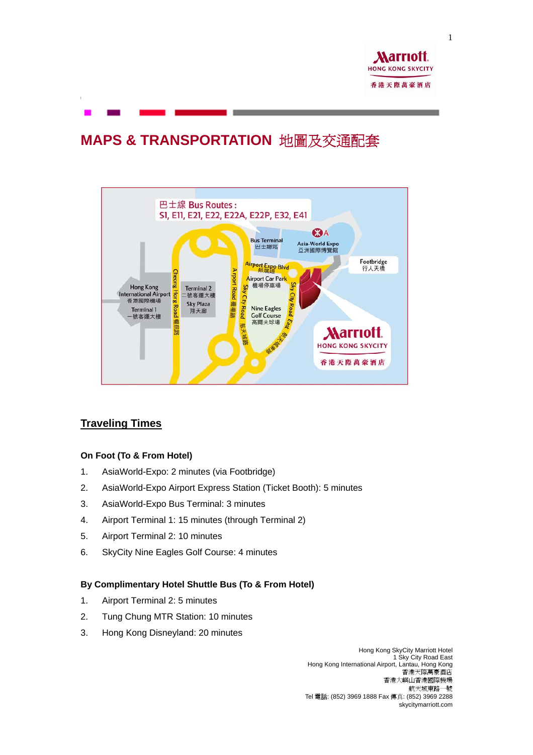# MAPS & TRANSPORTATION 地圖及交通配套

## Traveling Times

### On Foot (To & From Hotel)

1. AsiaWorld-Expo: 2 minutes (via Footbridge)
2. AsiaWorld-Expo Airport Express Station (Ticket Booth): 5 minutes
3. AsiaWorld-Expo Bus Terminal: 3 minutes
4. Airport Terminal 1: 15 minutes (through Terminal 2)
5. Airport Terminal 2: 10 minutes
6. SkyCity Nine Eagles Golf Course: 4 minutes

### By Complimentary Hotel Shuttle Bus (To & From Hotel)

1. Airport Terminal 2: 5 minutes
2. Tung Chung MTR Station: 10 minutes
3. Hong Kong Disneyland: 20 minutes

Hong Kong SkyCity Marriott Hotel
1 Sky City Road East
Hong Kong International Airport, Lantau, Hong Kong
香港天際萬豪酒店
香港大嶼山香港國際機場
航天城東路一號
Tel 電話: (852) 3969 1888 Fax 傳真: (852) 3969 2288
skycitymarriott.com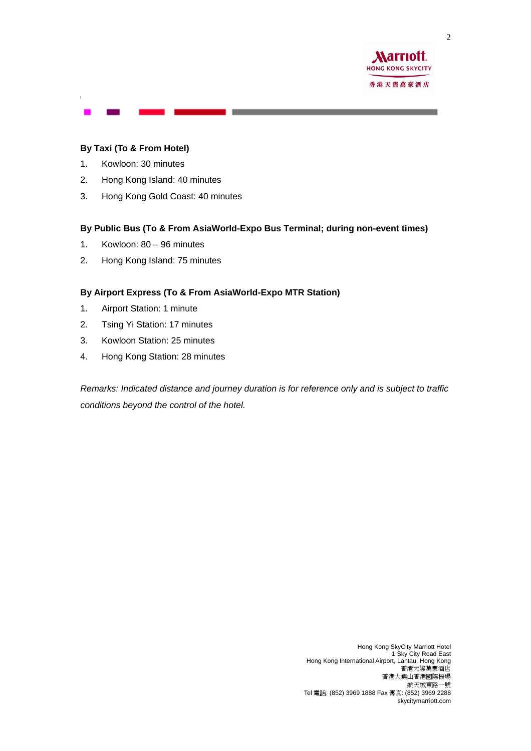**By Taxi (To & From Hotel)**

1. Kowloon: 30 minutes
2. Hong Kong Island: 40 minutes
3. Hong Kong Gold Coast: 40 minutes

**By Public Bus (To & From AsiaWorld-Expo Bus Terminal; during non-event times)**

1. Kowloon: 80 – 96 minutes
2. Hong Kong Island: 75 minutes

**By Airport Express (To & From AsiaWorld-Expo MTR Station)**

1. Airport Station: 1 minute
2. Tsing Yi Station: 17 minutes
3. Kowloon Station: 25 minutes
4. Hong Kong Station: 28 minutes

*Remarks: Indicated distance and journey duration is for reference only and is subject to traffic conditions beyond the control of the hotel.*

Hong Kong SkyCity Marriott Hotel
1 Sky City Road East
Hong Kong International Airport, Lantau, Hong Kong
香港天際萬豪酒店
香港大嶼山香港國際機場
航天城東路一號
Tel 電話: (852) 3969 1888 Fax 傳真: (852) 3969 2288
skycitymarriott.com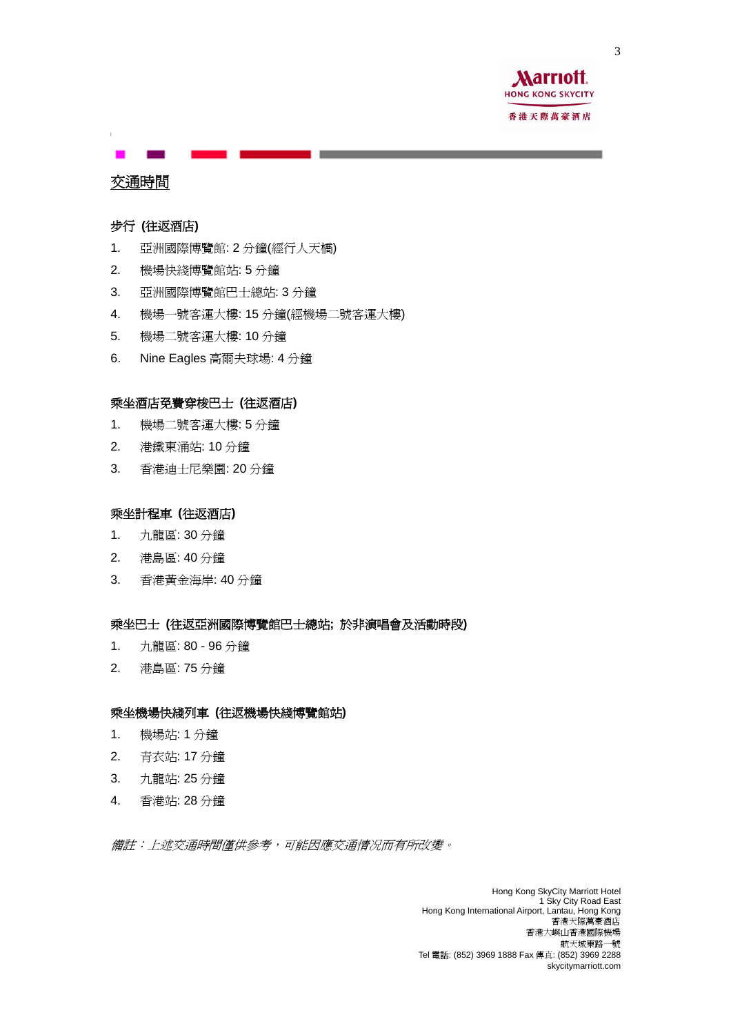## 交通時間

**步行 (往返酒店)**

1. 亞洲國際博覽館: 2 分鐘(經行人天橋)
2. 機場快綫博覽館站: 5 分鐘
3. 亞洲國際博覽館巴士總站: 3 分鐘
4. 機場一號客運大樓: 15 分鐘(經機場二號客運大樓)
5. 機場二號客運大樓: 10 分鐘
6. Nine Eagles 高爾夫球場: 4 分鐘

**乘坐酒店免費穿梭巴士 (往返酒店)**

1. 機場二號客運大樓: 5 分鐘
2. 港鐵東涌站: 10 分鐘
3. 香港迪士尼樂園: 20 分鐘

**乘坐計程車 (往返酒店)**

1. 九龍區: 30 分鐘
2. 港島區: 40 分鐘
3. 香港黃金海岸: 40 分鐘

**乘坐巴士 (往返亞洲國際博覽館巴士總站; 於非演唱會及活動時段)**

1. 九龍區: 80 - 96 分鐘
2. 港島區: 75 分鐘

**乘坐機場快綫列車 (往返機場快綫博覽館站)**

1. 機場站: 1 分鐘
2. 青衣站: 17 分鐘
3. 九龍站: 25 分鐘
4. 香港站: 28 分鐘

*備註：上述交通時間僅供參考，可能因應交通情況而有所改變。*

Hong Kong SkyCity Marriott Hotel
1 Sky City Road East
Hong Kong International Airport, Lantau, Hong Kong
香港天際萬豪酒店
香港大嶼山香港國際機場
航天城東路一號
Tel 電話: (852) 3969 1888 Fax 傳真: (852) 3969 2288
skycitymarriott.com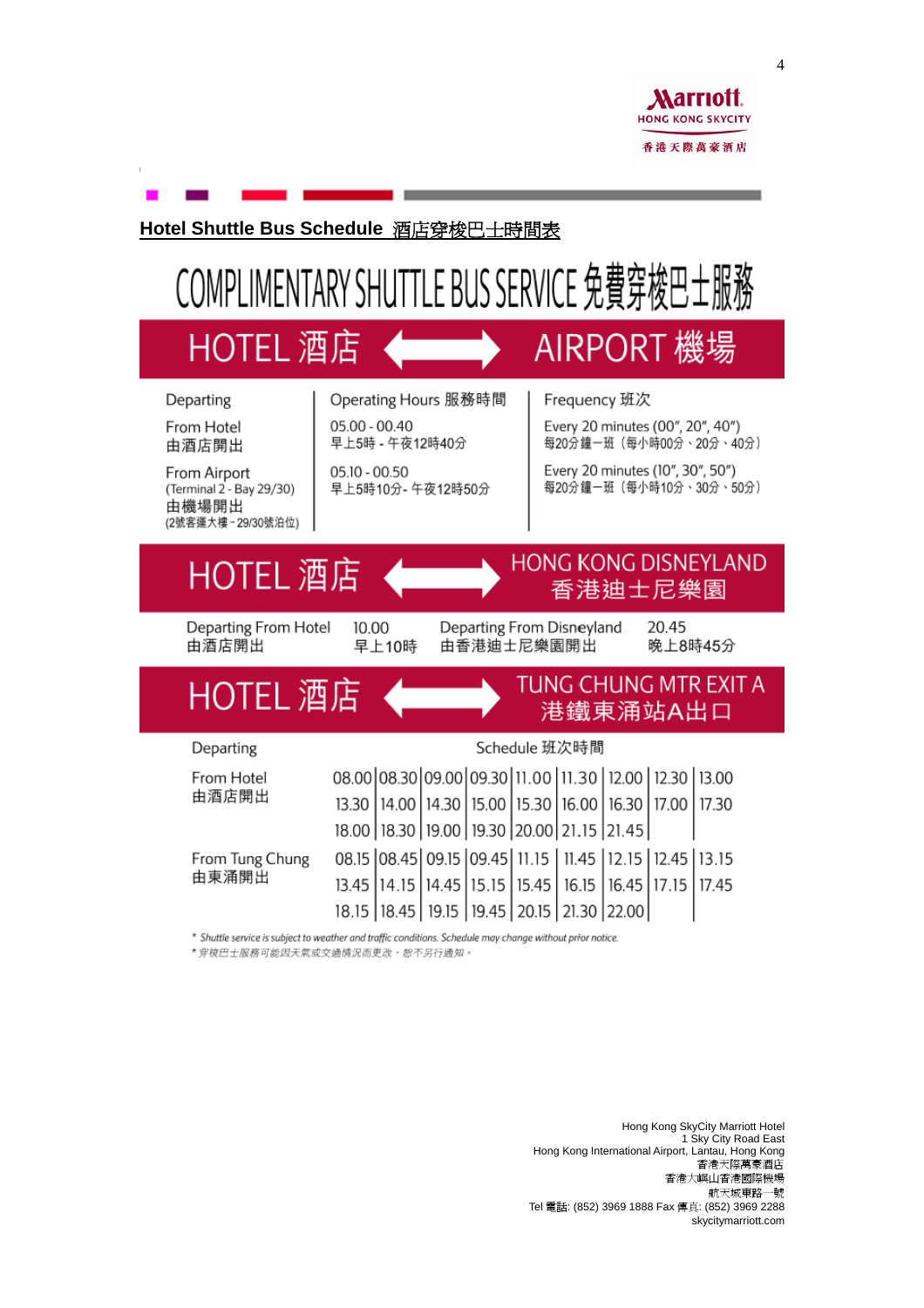**Marriott**
HONG KONG SKYCITY
香港天際萬豪酒店

## Hotel Shuttle Bus Schedule 酒店穿梭巴士時間表

# COMPLIMENTARY SHUTTLE BUS SERVICE 免費穿梭巴士服務

## HOTEL 酒店 ⟷ AIRPORT 機場

| Departing | Operating Hours 服務時間 | Frequency 班次 |
|---|---|---|
| From Hotel<br>由酒店開出 | 05.00 - 00.40<br>早上5時 - 午夜12時40分 | Every 20 minutes (00", 20", 40")<br>每20分鐘一班（每小時00分、20分、40分） |
| From Airport<br>(Terminal 2 - Bay 29/30)<br>由機場開出<br>(2號客運大樓 - 29/30號泊位) | 05.10 - 00.50<br>早上5時10分- 午夜12時50分 | Every 20 minutes (10", 30", 50")<br>每20分鐘一班（每小時10分、30分、50分） |

## HOTEL 酒店 ⟷ HONG KONG DISNEYLAND 香港迪士尼樂園

| Departing From Hotel<br>由酒店開出 | 10.00<br>早上10時 | Departing From Disneyland<br>由香港迪士尼樂園開出 | 20.45<br>晚上8時45分 |
|---|---|---|---|

## HOTEL 酒店 ⟷ TUNG CHUNG MTR EXIT A 港鐵東涌站A出口

| Departing | Schedule 班次時間 | | | | | | | | |
|---|---|---|---|---|---|---|---|---|---|
| From Hotel<br>由酒店開出 | 08.00 | 08.30 | 09.00 | 09.30 | 11.00 | 11.30 | 12.00 | 12.30 | 13.00 |
| | 13.30 | 14.00 | 14.30 | 15.00 | 15.30 | 16.00 | 16.30 | 17.00 | 17.30 |
| | 18.00 | 18.30 | 19.00 | 19.30 | 20.00 | 21.15 | 21.45 | | |
| From Tung Chung<br>由東涌開出 | 08.15 | 08.45 | 09.15 | 09.45 | 11.15 | 11.45 | 12.15 | 12.45 | 13.15 |
| | 13.45 | 14.15 | 14.45 | 15.15 | 15.45 | 16.15 | 16.45 | 17.15 | 17.45 |
| | 18.15 | 18.45 | 19.15 | 19.45 | 20.15 | 21.30 | 22.00 | | |

*\* Shuttle service is subject to weather and traffic conditions. Schedule may change without prior notice.*
*\* 穿梭巴士服務可能因天氣或交通情況而更改，恕不另行通知。*

Hong Kong SkyCity Marriott Hotel
1 Sky City Road East
Hong Kong International Airport, Lantau, Hong Kong
香港天際萬豪酒店
香港大嶼山香港國際機場
航天城東路一號
Tel 電話: (852) 3969 1888 Fax 傳真: (852) 3969 2288
skycitymarriott.com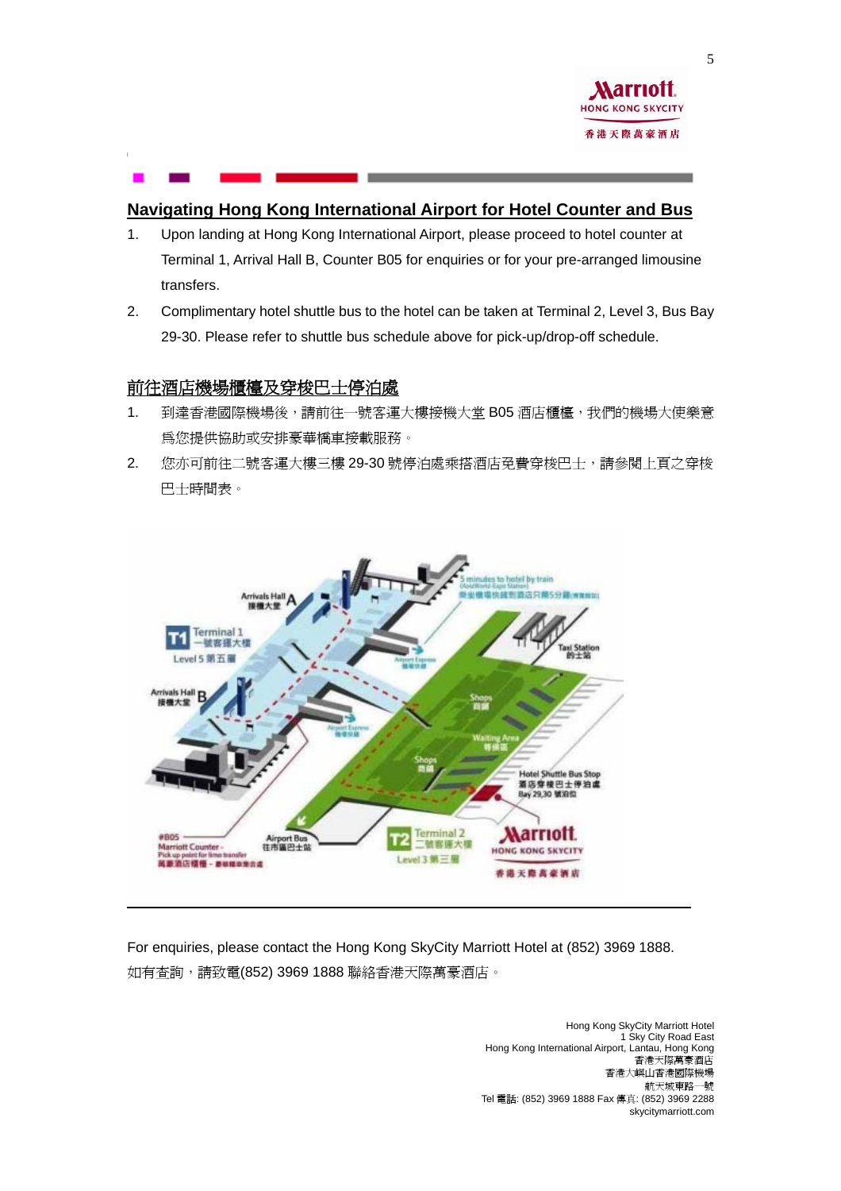## Navigating Hong Kong International Airport for Hotel Counter and Bus

1. Upon landing at Hong Kong International Airport, please proceed to hotel counter at Terminal 1, Arrival Hall B, Counter B05 for enquiries or for your pre-arranged limousine transfers.
2. Complimentary hotel shuttle bus to the hotel can be taken at Terminal 2, Level 3, Bus Bay 29-30. Please refer to shuttle bus schedule above for pick-up/drop-off schedule.

## 前往酒店機場櫃檯及穿梭巴士停泊處

1. 到達香港國際機場後，請前往一號客運大樓接機大堂 B05 酒店櫃檯，我們的機場大使樂意為您提供協助或安排豪華轎車接載服務。
2. 您亦可前往二號客運大樓三樓 29-30 號停泊處乘搭酒店免費穿梭巴士，請參閱上頁之穿梭巴士時間表。

Arrivals Hall A 接機大堂

T1 Terminal 1 一號客運大樓 Level 5 第五層

Arrivals Hall B 接機大堂

5 minutes to hotel by train

Taxi Station 的士站

Airport Express

Shops 商舖

Waiting Area 等候區

Hotel Shuttle Bus Stop 酒店穿梭巴士停泊處 Bay 29,30 號泊位

#B05 Marriott Counter - Pick up point for limo transfer 萬豪酒店櫃檯

Airport Bus 往市區巴士站

T2 Terminal 2 二號客運大樓 Level 3 第三層

Marriott HONG KONG SKYCITY 香港天際萬豪酒店

---

For enquiries, please contact the Hong Kong SkyCity Marriott Hotel at (852) 3969 1888.
如有查詢，請致電(852) 3969 1888 聯絡香港天際萬豪酒店。